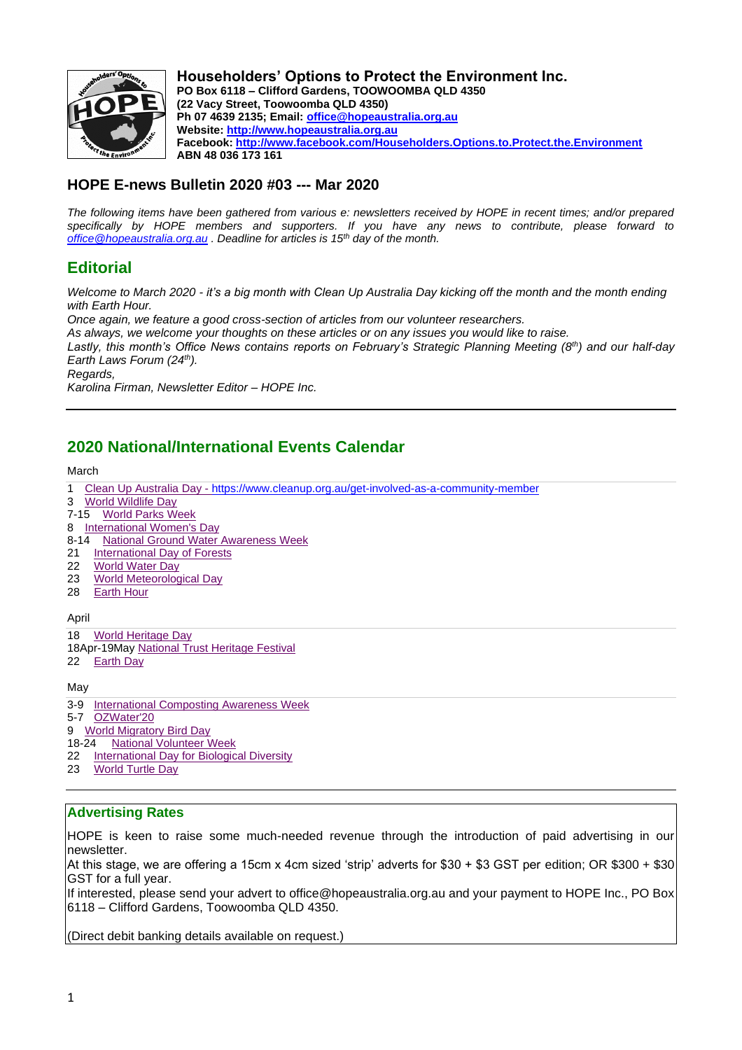**Householders' Options to Protect the Environment Inc.**
**PO Box 6118 – Clifford Gardens, TOOWOOMBA QLD 4350**
**(22 Vacy Street, Toowoomba QLD 4350)**
**Ph 07 4639 2135; Email: office@hopeaustralia.org.au**
**Website: http://www.hopeaustralia.org.au**
**Facebook: http://www.facebook.com/Householders.Options.to.Protect.the.Environment**
**ABN 48 036 173 161**

## HOPE E-news Bulletin 2020 #03 --- Mar 2020

*The following items have been gathered from various e: newsletters received by HOPE in recent times; and/or prepared specifically by HOPE members and supporters. If you have any news to contribute, please forward to office@hopeaustralia.org.au . Deadline for articles is 15th day of the month.*

## Editorial

*Welcome to March 2020 - it's a big month with Clean Up Australia Day kicking off the month and the month ending with Earth Hour.*
*Once again, we feature a good cross-section of articles from our volunteer researchers.*
*As always, we welcome your thoughts on these articles or on any issues you would like to raise.*
*Lastly, this month's Office News contains reports on February's Strategic Planning Meeting (8th) and our half-day Earth Laws Forum (24th).*
*Regards,*
*Karolina Firman, Newsletter Editor – HOPE Inc.*

---

## 2020 National/International Events Calendar

March

1 Clean Up Australia Day - https://www.cleanup.org.au/get-involved-as-a-community-member
3 World Wildlife Day
7-15 World Parks Week
8 International Women's Day
8-14 National Ground Water Awareness Week
21 International Day of Forests
22 World Water Day
23 World Meteorological Day
28 Earth Hour

April

18 World Heritage Day
18Apr-19May National Trust Heritage Festival
22 Earth Day

May

3-9 International Composting Awareness Week
5-7 OZWater'20
9 World Migratory Bird Day
18-24 National Volunteer Week
22 International Day for Biological Diversity
23 World Turtle Day

---

### Advertising Rates

HOPE is keen to raise some much-needed revenue through the introduction of paid advertising in our newsletter.
At this stage, we are offering a 15cm x 4cm sized 'strip' adverts for $30 + $3 GST per edition; OR $300 + $30 GST for a full year.
If interested, please send your advert to office@hopeaustralia.org.au and your payment to HOPE Inc., PO Box 6118 – Clifford Gardens, Toowoomba QLD 4350.

(Direct debit banking details available on request.)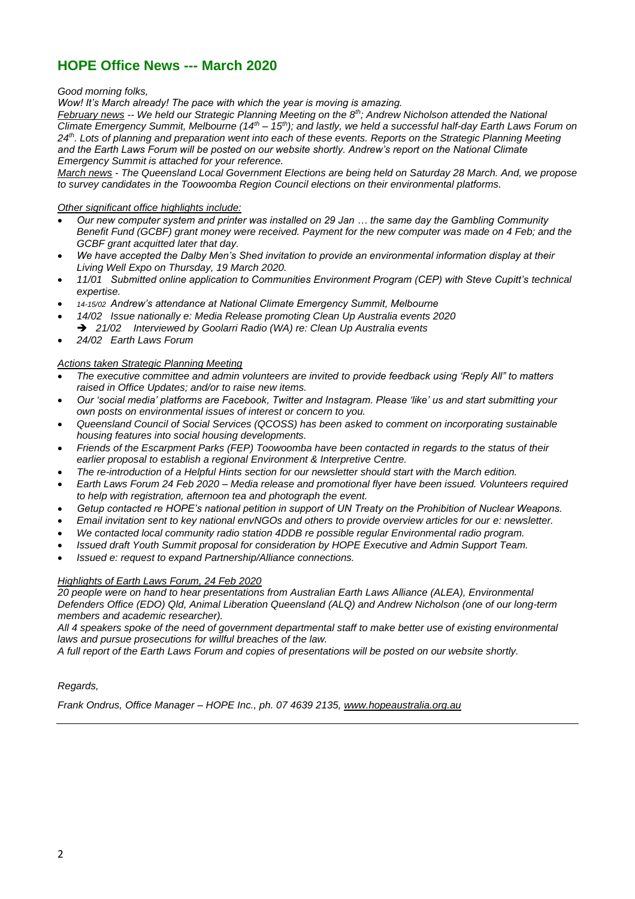## HOPE Office News --- March 2020

*Good morning folks,*

*Wow! It's March already! The pace with which the year is moving is amazing.*

*February news -- We held our Strategic Planning Meeting on the 8th; Andrew Nicholson attended the National Climate Emergency Summit, Melbourne (14th – 15th); and lastly, we held a successful half-day Earth Laws Forum on 24th. Lots of planning and preparation went into each of these events. Reports on the Strategic Planning Meeting and the Earth Laws Forum will be posted on our website shortly. Andrew's report on the National Climate Emergency Summit is attached for your reference.*

*March news - The Queensland Local Government Elections are being held on Saturday 28 March. And, we propose to survey candidates in the Toowoomba Region Council elections on their environmental platforms.*

*Other significant office highlights include:*

- *Our new computer system and printer was installed on 29 Jan … the same day the Gambling Community Benefit Fund (GCBF) grant money were received. Payment for the new computer was made on 4 Feb; and the GCBF grant acquitted later that day.*
- *We have accepted the Dalby Men's Shed invitation to provide an environmental information display at their Living Well Expo on Thursday, 19 March 2020.*
- *11/01 Submitted online application to Communities Environment Program (CEP) with Steve Cupitt's technical expertise.*
- *14-15/02 Andrew's attendance at National Climate Emergency Summit, Melbourne*
- *14/02 Issue nationally e: Media Release promoting Clean Up Australia events 2020*
  - ➔ *21/02 Interviewed by Goolarri Radio (WA) re: Clean Up Australia events*
- *24/02 Earth Laws Forum*

*Actions taken Strategic Planning Meeting*

- *The executive committee and admin volunteers are invited to provide feedback using 'Reply All" to matters raised in Office Updates; and/or to raise new items.*
- *Our 'social media' platforms are Facebook, Twitter and Instagram. Please 'like' us and start submitting your own posts on environmental issues of interest or concern to you.*
- *Queensland Council of Social Services (QCOSS) has been asked to comment on incorporating sustainable housing features into social housing developments.*
- *Friends of the Escarpment Parks (FEP) Toowoomba have been contacted in regards to the status of their earlier proposal to establish a regional Environment & Interpretive Centre.*
- *The re-introduction of a Helpful Hints section for our newsletter should start with the March edition.*
- *Earth Laws Forum 24 Feb 2020 – Media release and promotional flyer have been issued. Volunteers required to help with registration, afternoon tea and photograph the event.*
- *Getup contacted re HOPE's national petition in support of UN Treaty on the Prohibition of Nuclear Weapons.*
- *Email invitation sent to key national envNGOs and others to provide overview articles for our e: newsletter.*
- *We contacted local community radio station 4DDB re possible regular Environmental radio program.*
- *Issued draft Youth Summit proposal for consideration by HOPE Executive and Admin Support Team.*
- *Issued e: request to expand Partnership/Alliance connections.*

*Highlights of Earth Laws Forum, 24 Feb 2020*

*20 people were on hand to hear presentations from Australian Earth Laws Alliance (ALEA), Environmental Defenders Office (EDO) Qld, Animal Liberation Queensland (ALQ) and Andrew Nicholson (one of our long-term members and academic researcher).*

*All 4 speakers spoke of the need of government departmental staff to make better use of existing environmental laws and pursue prosecutions for willful breaches of the law.*

*A full report of the Earth Laws Forum and copies of presentations will be posted on our website shortly.*

*Regards,*

*Frank Ondrus, Office Manager – HOPE Inc., ph. 07 4639 2135, www.hopeaustralia.org.au*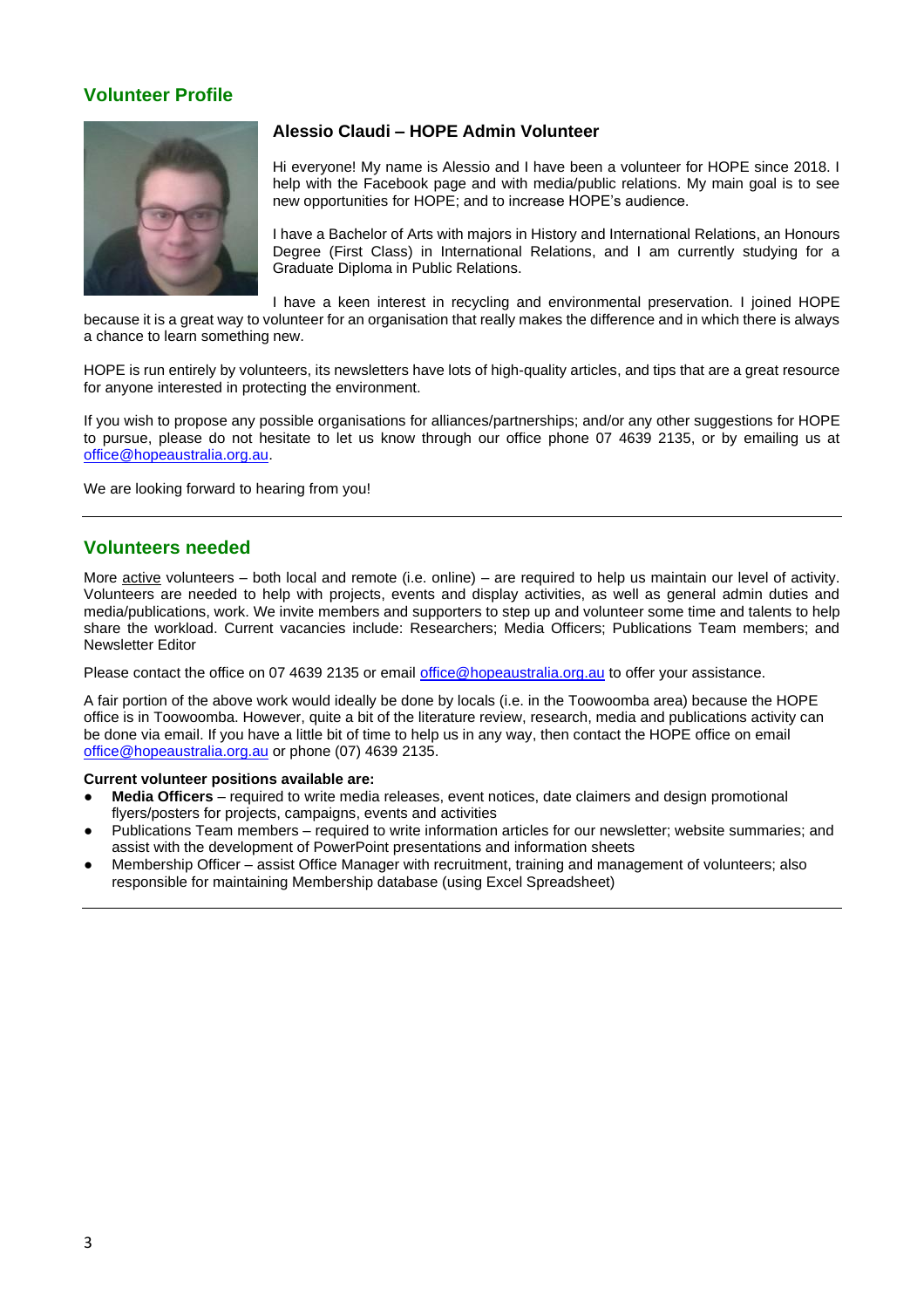## Volunteer Profile

### Alessio Claudi – HOPE Admin Volunteer

Hi everyone! My name is Alessio and I have been a volunteer for HOPE since 2018. I help with the Facebook page and with media/public relations. My main goal is to see new opportunities for HOPE; and to increase HOPE's audience.

I have a Bachelor of Arts with majors in History and International Relations, an Honours Degree (First Class) in International Relations, and I am currently studying for a Graduate Diploma in Public Relations.

I have a keen interest in recycling and environmental preservation. I joined HOPE because it is a great way to volunteer for an organisation that really makes the difference and in which there is always a chance to learn something new.

HOPE is run entirely by volunteers, its newsletters have lots of high-quality articles, and tips that are a great resource for anyone interested in protecting the environment.

If you wish to propose any possible organisations for alliances/partnerships; and/or any other suggestions for HOPE to pursue, please do not hesitate to let us know through our office phone 07 4639 2135, or by emailing us at office@hopeaustralia.org.au.

We are looking forward to hearing from you!

---

## Volunteers needed

More active volunteers – both local and remote (i.e. online) – are required to help us maintain our level of activity. Volunteers are needed to help with projects, events and display activities, as well as general admin duties and media/publications, work. We invite members and supporters to step up and volunteer some time and talents to help share the workload. Current vacancies include: Researchers; Media Officers; Publications Team members; and Newsletter Editor

Please contact the office on 07 4639 2135 or email office@hopeaustralia.org.au to offer your assistance.

A fair portion of the above work would ideally be done by locals (i.e. in the Toowoomba area) because the HOPE office is in Toowoomba. However, quite a bit of the literature review, research, media and publications activity can be done via email. If you have a little bit of time to help us in any way, then contact the HOPE office on email office@hopeaustralia.org.au or phone (07) 4639 2135.

**Current volunteer positions available are:**

- **Media Officers** – required to write media releases, event notices, date claimers and design promotional flyers/posters for projects, campaigns, events and activities
- Publications Team members – required to write information articles for our newsletter; website summaries; and assist with the development of PowerPoint presentations and information sheets
- Membership Officer – assist Office Manager with recruitment, training and management of volunteers; also responsible for maintaining Membership database (using Excel Spreadsheet)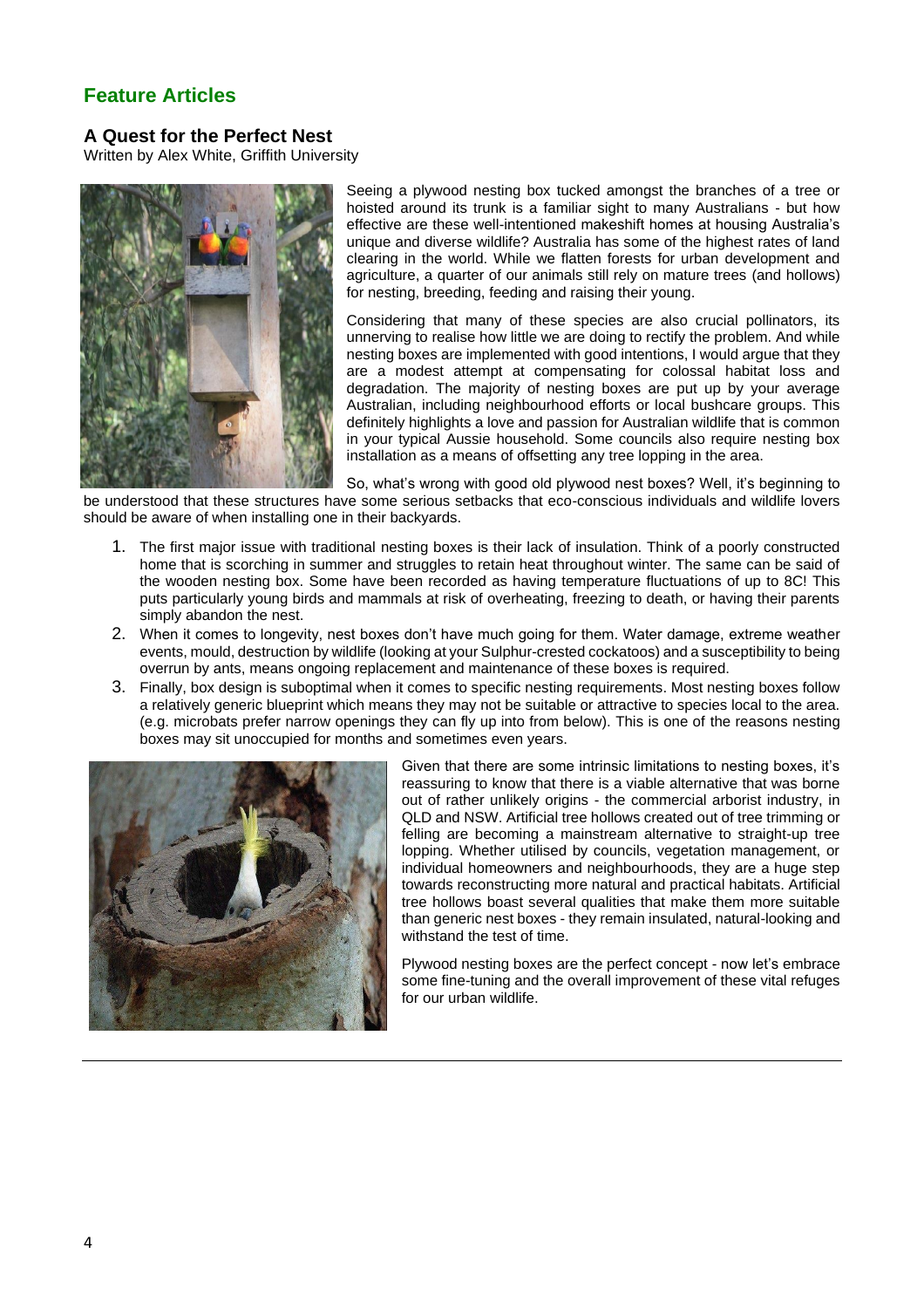## Feature Articles

### A Quest for the Perfect Nest

Written by Alex White, Griffith University

Seeing a plywood nesting box tucked amongst the branches of a tree or hoisted around its trunk is a familiar sight to many Australians - but how effective are these well-intentioned makeshift homes at housing Australia's unique and diverse wildlife? Australia has some of the highest rates of land clearing in the world. While we flatten forests for urban development and agriculture, a quarter of our animals still rely on mature trees (and hollows) for nesting, breeding, feeding and raising their young.

Considering that many of these species are also crucial pollinators, its unnerving to realise how little we are doing to rectify the problem. And while nesting boxes are implemented with good intentions, I would argue that they are a modest attempt at compensating for colossal habitat loss and degradation. The majority of nesting boxes are put up by your average Australian, including neighbourhood efforts or local bushcare groups. This definitely highlights a love and passion for Australian wildlife that is common in your typical Aussie household. Some councils also require nesting box installation as a means of offsetting any tree lopping in the area.

So, what's wrong with good old plywood nest boxes? Well, it's beginning to be understood that these structures have some serious setbacks that eco-conscious individuals and wildlife lovers should be aware of when installing one in their backyards.

1. The first major issue with traditional nesting boxes is their lack of insulation. Think of a poorly constructed home that is scorching in summer and struggles to retain heat throughout winter. The same can be said of the wooden nesting box. Some have been recorded as having temperature fluctuations of up to 8C! This puts particularly young birds and mammals at risk of overheating, freezing to death, or having their parents simply abandon the nest.
2. When it comes to longevity, nest boxes don't have much going for them. Water damage, extreme weather events, mould, destruction by wildlife (looking at your Sulphur-crested cockatoos) and a susceptibility to being overrun by ants, means ongoing replacement and maintenance of these boxes is required.
3. Finally, box design is suboptimal when it comes to specific nesting requirements. Most nesting boxes follow a relatively generic blueprint which means they may not be suitable or attractive to species local to the area. (e.g. microbats prefer narrow openings they can fly up into from below). This is one of the reasons nesting boxes may sit unoccupied for months and sometimes even years.

Given that there are some intrinsic limitations to nesting boxes, it's reassuring to know that there is a viable alternative that was borne out of rather unlikely origins - the commercial arborist industry, in QLD and NSW. Artificial tree hollows created out of tree trimming or felling are becoming a mainstream alternative to straight-up tree lopping. Whether utilised by councils, vegetation management, or individual homeowners and neighbourhoods, they are a huge step towards reconstructing more natural and practical habitats. Artificial tree hollows boast several qualities that make them more suitable than generic nest boxes - they remain insulated, natural-looking and withstand the test of time.

Plywood nesting boxes are the perfect concept - now let's embrace some fine-tuning and the overall improvement of these vital refuges for our urban wildlife.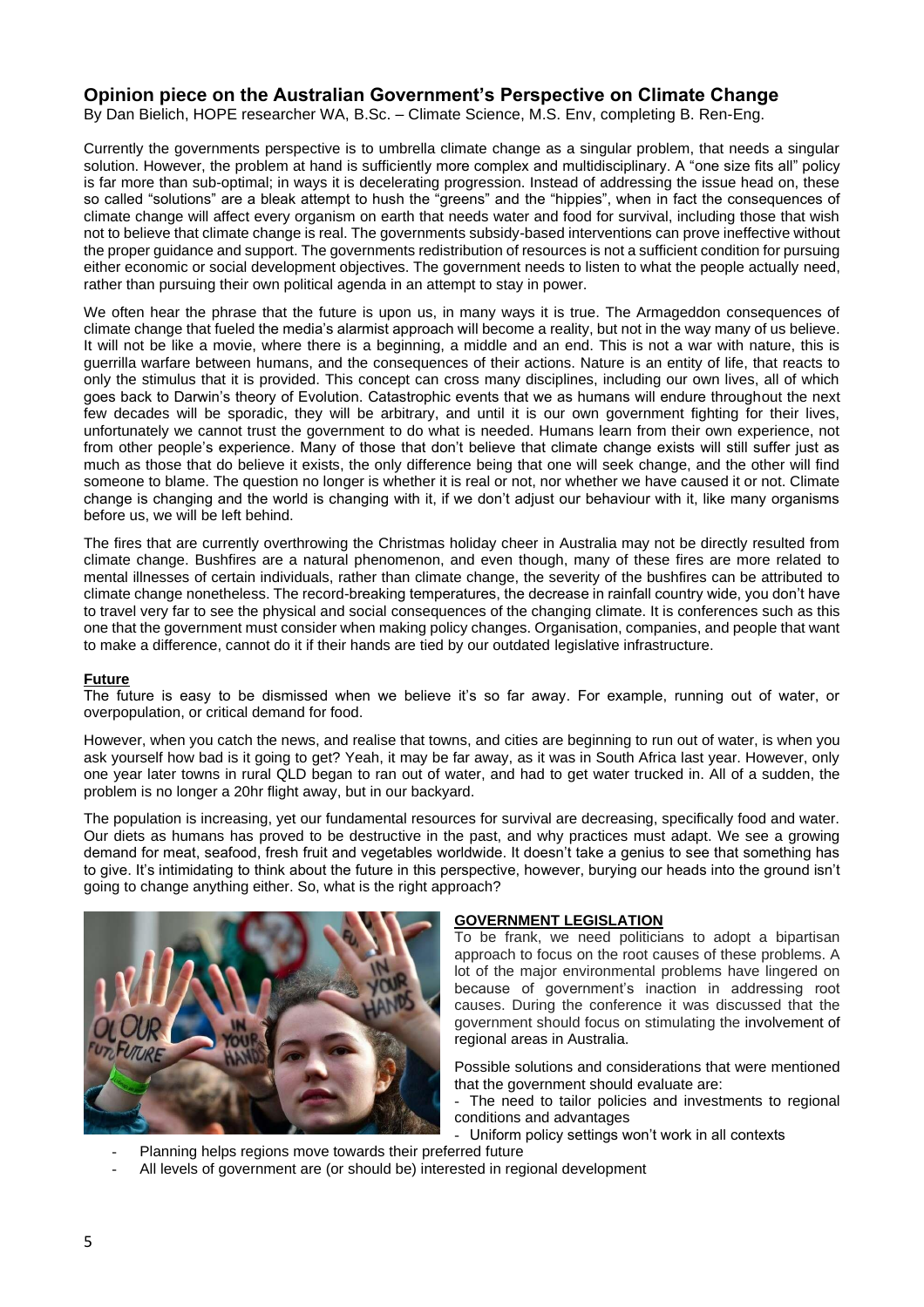## Opinion piece on the Australian Government's Perspective on Climate Change

By Dan Bielich, HOPE researcher WA, B.Sc. – Climate Science, M.S. Env, completing B. Ren-Eng.

Currently the governments perspective is to umbrella climate change as a singular problem, that needs a singular solution. However, the problem at hand is sufficiently more complex and multidisciplinary. A "one size fits all" policy is far more than sub-optimal; in ways it is decelerating progression. Instead of addressing the issue head on, these so called "solutions" are a bleak attempt to hush the "greens" and the "hippies", when in fact the consequences of climate change will affect every organism on earth that needs water and food for survival, including those that wish not to believe that climate change is real. The governments subsidy-based interventions can prove ineffective without the proper guidance and support. The governments redistribution of resources is not a sufficient condition for pursuing either economic or social development objectives. The government needs to listen to what the people actually need, rather than pursuing their own political agenda in an attempt to stay in power.

We often hear the phrase that the future is upon us, in many ways it is true. The Armageddon consequences of climate change that fueled the media's alarmist approach will become a reality, but not in the way many of us believe. It will not be like a movie, where there is a beginning, a middle and an end. This is not a war with nature, this is guerrilla warfare between humans, and the consequences of their actions. Nature is an entity of life, that reacts to only the stimulus that it is provided. This concept can cross many disciplines, including our own lives, all of which goes back to Darwin's theory of Evolution. Catastrophic events that we as humans will endure throughout the next few decades will be sporadic, they will be arbitrary, and until it is our own government fighting for their lives, unfortunately we cannot trust the government to do what is needed. Humans learn from their own experience, not from other people's experience. Many of those that don't believe that climate change exists will still suffer just as much as those that do believe it exists, the only difference being that one will seek change, and the other will find someone to blame. The question no longer is whether it is real or not, nor whether we have caused it or not. Climate change is changing and the world is changing with it, if we don't adjust our behaviour with it, like many organisms before us, we will be left behind.

The fires that are currently overthrowing the Christmas holiday cheer in Australia may not be directly resulted from climate change. Bushfires are a natural phenomenon, and even though, many of these fires are more related to mental illnesses of certain individuals, rather than climate change, the severity of the bushfires can be attributed to climate change nonetheless. The record-breaking temperatures, the decrease in rainfall country wide, you don't have to travel very far to see the physical and social consequences of the changing climate. It is conferences such as this one that the government must consider when making policy changes. Organisation, companies, and people that want to make a difference, cannot do it if their hands are tied by our outdated legislative infrastructure.

**Future**

The future is easy to be dismissed when we believe it's so far away. For example, running out of water, or overpopulation, or critical demand for food.

However, when you catch the news, and realise that towns, and cities are beginning to run out of water, is when you ask yourself how bad is it going to get? Yeah, it may be far away, as it was in South Africa last year. However, only one year later towns in rural QLD began to ran out of water, and had to get water trucked in. All of a sudden, the problem is no longer a 20hr flight away, but in our backyard.

The population is increasing, yet our fundamental resources for survival are decreasing, specifically food and water. Our diets as humans has proved to be destructive in the past, and why practices must adapt. We see a growing demand for meat, seafood, fresh fruit and vegetables worldwide. It doesn't take a genius to see that something has to give. It's intimidating to think about the future in this perspective, however, burying our heads into the ground isn't going to change anything either. So, what is the right approach?

**GOVERNMENT LEGISLATION**

To be frank, we need politicians to adopt a bipartisan approach to focus on the root causes of these problems. A lot of the major environmental problems have lingered on because of government's inaction in addressing root causes. During the conference it was discussed that the government should focus on stimulating the involvement of regional areas in Australia.

Possible solutions and considerations that were mentioned that the government should evaluate are:

- The need to tailor policies and investments to regional conditions and advantages
- Uniform policy settings won't work in all contexts
- Planning helps regions move towards their preferred future
- All levels of government are (or should be) interested in regional development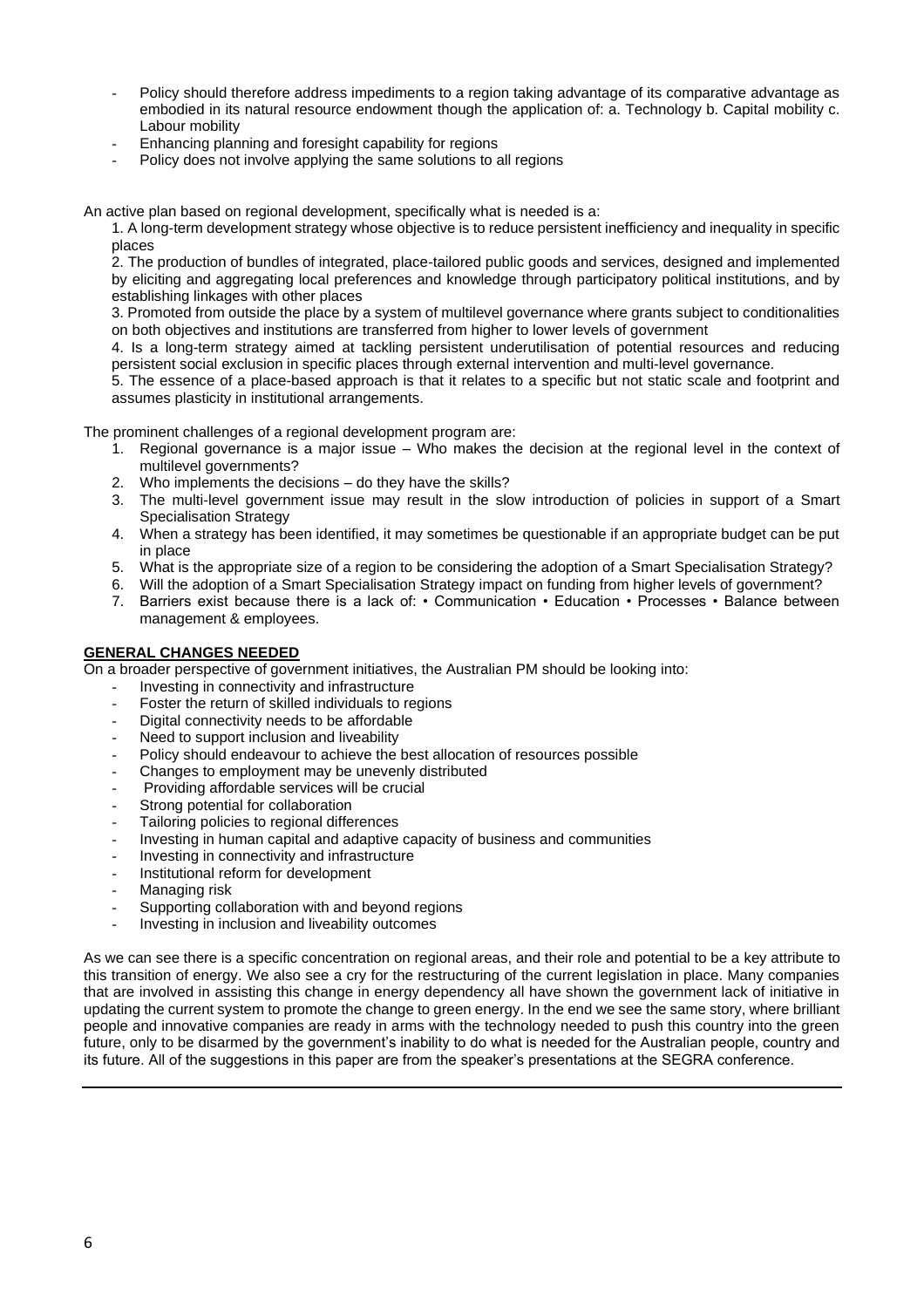- Policy should therefore address impediments to a region taking advantage of its comparative advantage as embodied in its natural resource endowment though the application of: a. Technology b. Capital mobility c. Labour mobility
- Enhancing planning and foresight capability for regions
- Policy does not involve applying the same solutions to all regions

An active plan based on regional development, specifically what is needed is a:

1. A long-term development strategy whose objective is to reduce persistent inefficiency and inequality in specific places
2. The production of bundles of integrated, place-tailored public goods and services, designed and implemented by eliciting and aggregating local preferences and knowledge through participatory political institutions, and by establishing linkages with other places
3. Promoted from outside the place by a system of multilevel governance where grants subject to conditionalities on both objectives and institutions are transferred from higher to lower levels of government
4. Is a long-term strategy aimed at tackling persistent underutilisation of potential resources and reducing persistent social exclusion in specific places through external intervention and multi-level governance.
5. The essence of a place-based approach is that it relates to a specific but not static scale and footprint and assumes plasticity in institutional arrangements.

The prominent challenges of a regional development program are:

1. Regional governance is a major issue – Who makes the decision at the regional level in the context of multilevel governments?
2. Who implements the decisions – do they have the skills?
3. The multi-level government issue may result in the slow introduction of policies in support of a Smart Specialisation Strategy
4. When a strategy has been identified, it may sometimes be questionable if an appropriate budget can be put in place
5. What is the appropriate size of a region to be considering the adoption of a Smart Specialisation Strategy?
6. Will the adoption of a Smart Specialisation Strategy impact on funding from higher levels of government?
7. Barriers exist because there is a lack of: • Communication • Education • Processes • Balance between management & employees.

**GENERAL CHANGES NEEDED**

On a broader perspective of government initiatives, the Australian PM should be looking into:

- Investing in connectivity and infrastructure
- Foster the return of skilled individuals to regions
- Digital connectivity needs to be affordable
- Need to support inclusion and liveability
- Policy should endeavour to achieve the best allocation of resources possible
- Changes to employment may be unevenly distributed
- Providing affordable services will be crucial
- Strong potential for collaboration
- Tailoring policies to regional differences
- Investing in human capital and adaptive capacity of business and communities
- Investing in connectivity and infrastructure
- Institutional reform for development
- Managing risk
- Supporting collaboration with and beyond regions
- Investing in inclusion and liveability outcomes

As we can see there is a specific concentration on regional areas, and their role and potential to be a key attribute to this transition of energy. We also see a cry for the restructuring of the current legislation in place. Many companies that are involved in assisting this change in energy dependency all have shown the government lack of initiative in updating the current system to promote the change to green energy. In the end we see the same story, where brilliant people and innovative companies are ready in arms with the technology needed to push this country into the green future, only to be disarmed by the government's inability to do what is needed for the Australian people, country and its future. All of the suggestions in this paper are from the speaker's presentations at the SEGRA conference.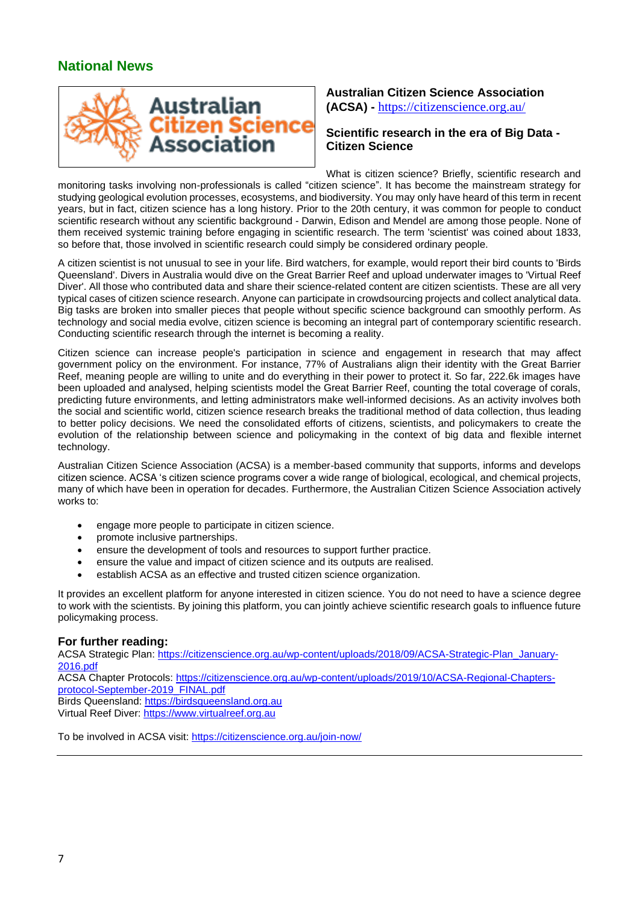## National News

**Australian Citizen Science Association (ACSA) -** https://citizenscience.org.au/

**Scientific research in the era of Big Data - Citizen Science**

What is citizen science? Briefly, scientific research and monitoring tasks involving non-professionals is called “citizen science”. It has become the mainstream strategy for studying geological evolution processes, ecosystems, and biodiversity. You may only have heard of this term in recent years, but in fact, citizen science has a long history. Prior to the 20th century, it was common for people to conduct scientific research without any scientific background - Darwin, Edison and Mendel are among those people. None of them received systemic training before engaging in scientific research. The term 'scientist' was coined about 1833, so before that, those involved in scientific research could simply be considered ordinary people.

A citizen scientist is not unusual to see in your life. Bird watchers, for example, would report their bird counts to 'Birds Queensland'. Divers in Australia would dive on the Great Barrier Reef and upload underwater images to 'Virtual Reef Diver'. All those who contributed data and share their science-related content are citizen scientists. These are all very typical cases of citizen science research. Anyone can participate in crowdsourcing projects and collect analytical data. Big tasks are broken into smaller pieces that people without specific science background can smoothly perform. As technology and social media evolve, citizen science is becoming an integral part of contemporary scientific research. Conducting scientific research through the internet is becoming a reality.

Citizen science can increase people's participation in science and engagement in research that may affect government policy on the environment. For instance, 77% of Australians align their identity with the Great Barrier Reef, meaning people are willing to unite and do everything in their power to protect it. So far, 222.6k images have been uploaded and analysed, helping scientists model the Great Barrier Reef, counting the total coverage of corals, predicting future environments, and letting administrators make well-informed decisions. As an activity involves both the social and scientific world, citizen science research breaks the traditional method of data collection, thus leading to better policy decisions. We need the consolidated efforts of citizens, scientists, and policymakers to create the evolution of the relationship between science and policymaking in the context of big data and flexible internet technology.

Australian Citizen Science Association (ACSA) is a member-based community that supports, informs and develops citizen science. ACSA ‘s citizen science programs cover a wide range of biological, ecological, and chemical projects, many of which have been in operation for decades. Furthermore, the Australian Citizen Science Association actively works to:

- engage more people to participate in citizen science.
- promote inclusive partnerships.
- ensure the development of tools and resources to support further practice.
- ensure the value and impact of citizen science and its outputs are realised.
- establish ACSA as an effective and trusted citizen science organization.

It provides an excellent platform for anyone interested in citizen science. You do not need to have a science degree to work with the scientists. By joining this platform, you can jointly achieve scientific research goals to influence future policymaking process.

### For further reading:

ACSA Strategic Plan: https://citizenscience.org.au/wp-content/uploads/2018/09/ACSA-Strategic-Plan_January-2016.pdf
ACSA Chapter Protocols: https://citizenscience.org.au/wp-content/uploads/2019/10/ACSA-Regional-Chapters-protocol-September-2019_FINAL.pdf
Birds Queensland: https://birdsqueensland.org.au
Virtual Reef Diver: https://www.virtualreef.org.au

To be involved in ACSA visit: https://citizenscience.org.au/join-now/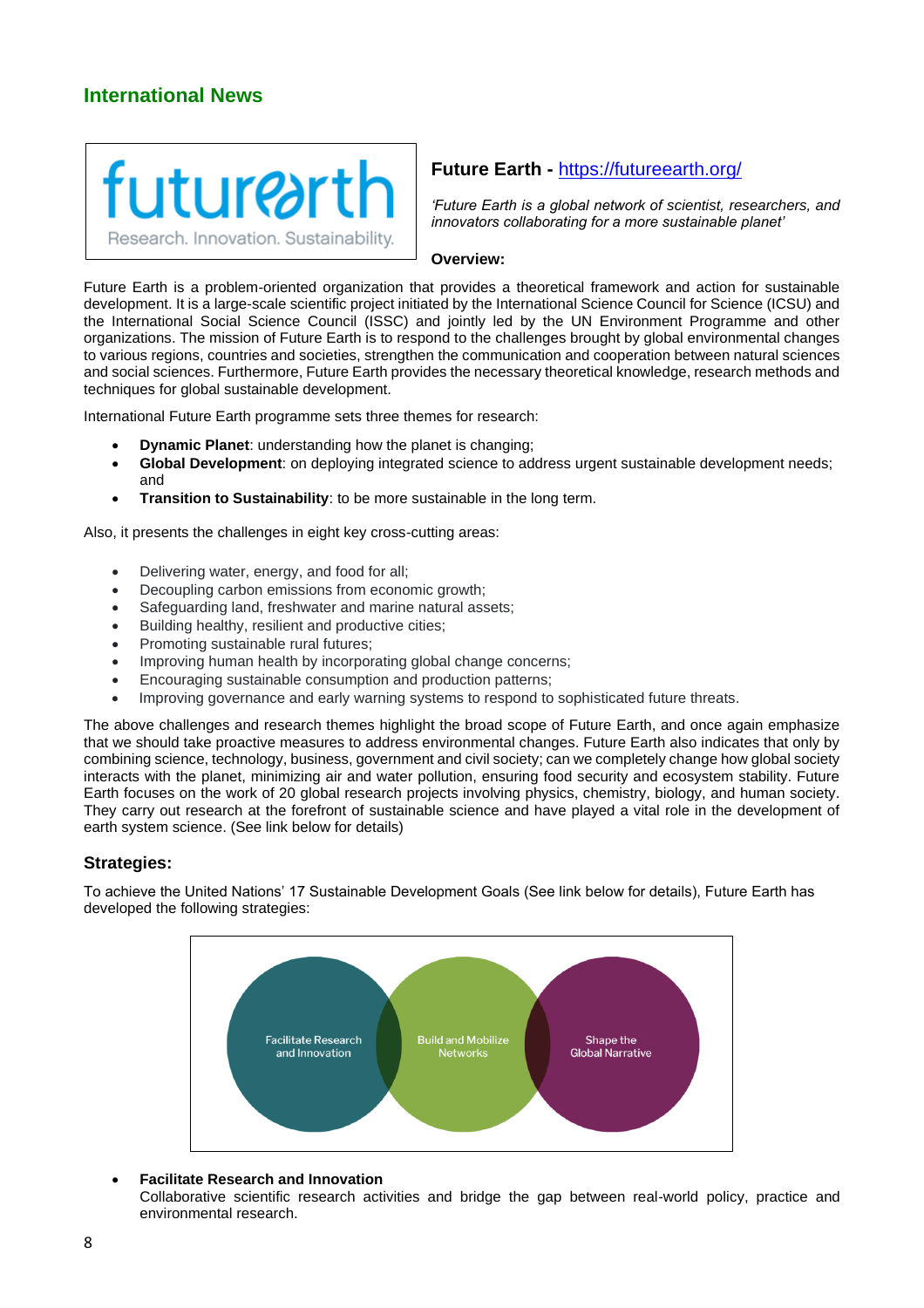## International News

### Future Earth - https://futureearth.org/

*'Future Earth is a global network of scientist, researchers, and innovators collaborating for a more sustainable planet'*

**Overview:**

Future Earth is a problem-oriented organization that provides a theoretical framework and action for sustainable development. It is a large-scale scientific project initiated by the International Science Council for Science (ICSU) and the International Social Science Council (ISSC) and jointly led by the UN Environment Programme and other organizations. The mission of Future Earth is to respond to the challenges brought by global environmental changes to various regions, countries and societies, strengthen the communication and cooperation between natural sciences and social sciences. Furthermore, Future Earth provides the necessary theoretical knowledge, research methods and techniques for global sustainable development.

International Future Earth programme sets three themes for research:

- **Dynamic Planet**: understanding how the planet is changing;
- **Global Development**: on deploying integrated science to address urgent sustainable development needs; and
- **Transition to Sustainability**: to be more sustainable in the long term.

Also, it presents the challenges in eight key cross-cutting areas:

- Delivering water, energy, and food for all;
- Decoupling carbon emissions from economic growth;
- Safeguarding land, freshwater and marine natural assets;
- Building healthy, resilient and productive cities;
- Promoting sustainable rural futures;
- Improving human health by incorporating global change concerns;
- Encouraging sustainable consumption and production patterns;
- Improving governance and early warning systems to respond to sophisticated future threats.

The above challenges and research themes highlight the broad scope of Future Earth, and once again emphasize that we should take proactive measures to address environmental changes. Future Earth also indicates that only by combining science, technology, business, government and civil society; can we completely change how global society interacts with the planet, minimizing air and water pollution, ensuring food security and ecosystem stability. Future Earth focuses on the work of 20 global research projects involving physics, chemistry, biology, and human society. They carry out research at the forefront of sustainable science and have played a vital role in the development of earth system science. (See link below for details)

### Strategies:

To achieve the United Nations' 17 Sustainable Development Goals (See link below for details), Future Earth has developed the following strategies:

Facilitate Research and Innovation | Build and Mobilize Networks | Shape the Global Narrative

- **Facilitate Research and Innovation**
  Collaborative scientific research activities and bridge the gap between real-world policy, practice and environmental research.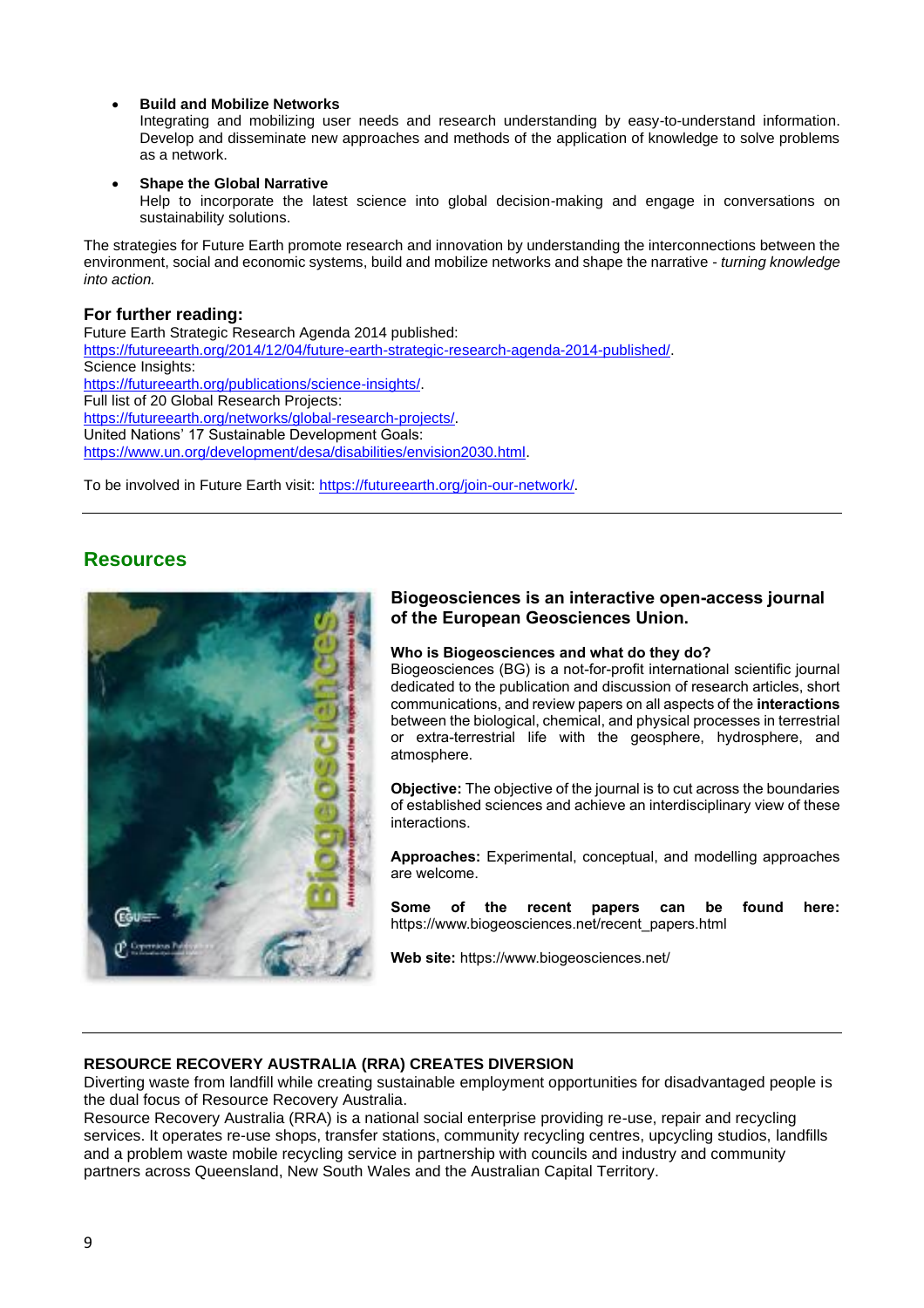- **Build and Mobilize Networks**
  Integrating and mobilizing user needs and research understanding by easy-to-understand information. Develop and disseminate new approaches and methods of the application of knowledge to solve problems as a network.

- **Shape the Global Narrative**
  Help to incorporate the latest science into global decision-making and engage in conversations on sustainability solutions.

The strategies for Future Earth promote research and innovation by understanding the interconnections between the environment, social and economic systems, build and mobilize networks and shape the narrative - *turning knowledge into action.*

### For further reading:

Future Earth Strategic Research Agenda 2014 published:
https://futureearth.org/2014/12/04/future-earth-strategic-research-agenda-2014-published/.
Science Insights:
https://futureearth.org/publications/science-insights/.
Full list of 20 Global Research Projects:
https://futureearth.org/networks/global-research-projects/.
United Nations' 17 Sustainable Development Goals:
https://www.un.org/development/desa/disabilities/envision2030.html.

To be involved in Future Earth visit: https://futureearth.org/join-our-network/.

---

## Resources

### Biogeosciences is an interactive open-access journal of the European Geosciences Union.

**Who is Biogeosciences and what do they do?**
Biogeosciences (BG) is a not-for-profit international scientific journal dedicated to the publication and discussion of research articles, short communications, and review papers on all aspects of the **interactions** between the biological, chemical, and physical processes in terrestrial or extra-terrestrial life with the geosphere, hydrosphere, and atmosphere.

**Objective:** The objective of the journal is to cut across the boundaries of established sciences and achieve an interdisciplinary view of these interactions.

**Approaches:** Experimental, conceptual, and modelling approaches are welcome.

**Some of the recent papers can be found here:** https://www.biogeosciences.net/recent_papers.html

**Web site:** https://www.biogeosciences.net/

---

### RESOURCE RECOVERY AUSTRALIA (RRA) CREATES DIVERSION

Diverting waste from landfill while creating sustainable employment opportunities for disadvantaged people is the dual focus of Resource Recovery Australia.
Resource Recovery Australia (RRA) is a national social enterprise providing re-use, repair and recycling services. It operates re-use shops, transfer stations, community recycling centres, upcycling studios, landfills and a problem waste mobile recycling service in partnership with councils and industry and community partners across Queensland, New South Wales and the Australian Capital Territory.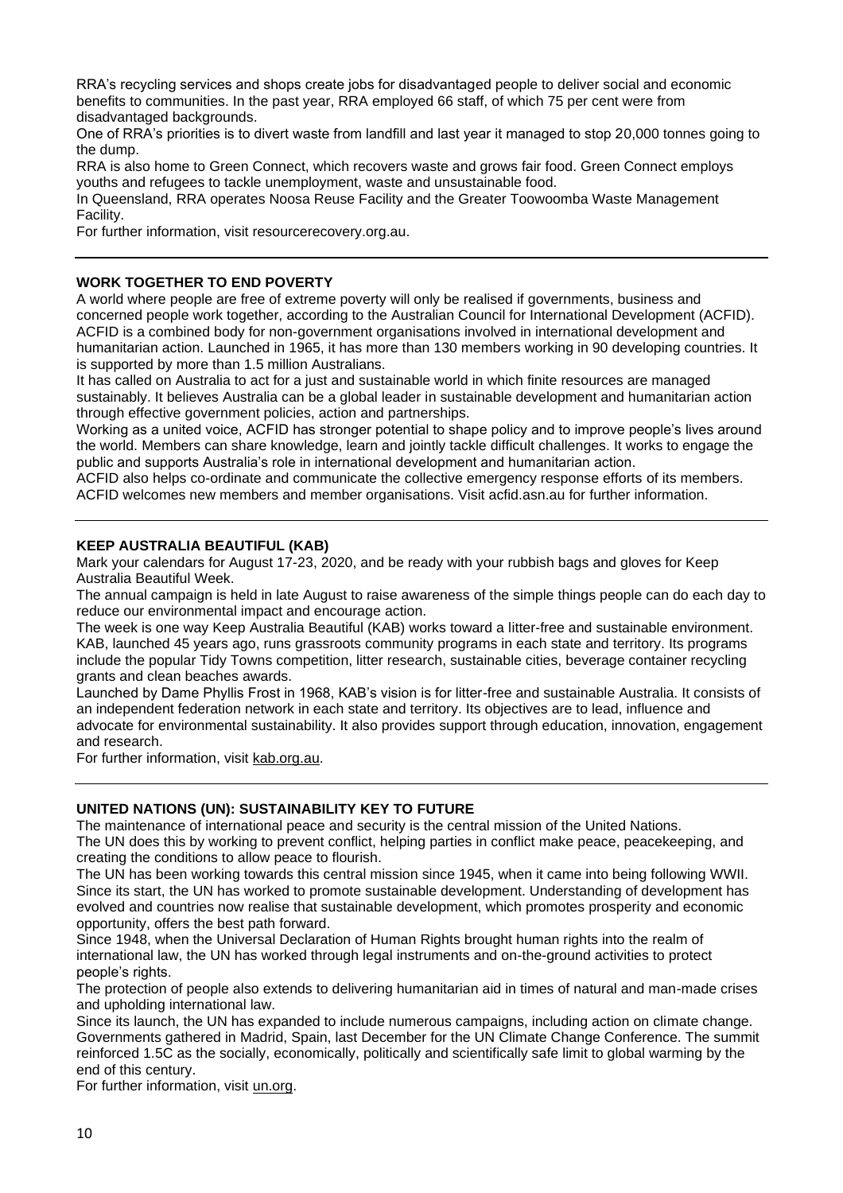RRA's recycling services and shops create jobs for disadvantaged people to deliver social and economic benefits to communities. In the past year, RRA employed 66 staff, of which 75 per cent were from disadvantaged backgrounds.

One of RRA's priorities is to divert waste from landfill and last year it managed to stop 20,000 tonnes going to the dump.

RRA is also home to Green Connect, which recovers waste and grows fair food. Green Connect employs youths and refugees to tackle unemployment, waste and unsustainable food.

In Queensland, RRA operates Noosa Reuse Facility and the Greater Toowoomba Waste Management Facility.

For further information, visit resourcerecovery.org.au.

---

**WORK TOGETHER TO END POVERTY**

A world where people are free of extreme poverty will only be realised if governments, business and concerned people work together, according to the Australian Council for International Development (ACFID).

ACFID is a combined body for non-government organisations involved in international development and humanitarian action. Launched in 1965, it has more than 130 members working in 90 developing countries. It is supported by more than 1.5 million Australians.

It has called on Australia to act for a just and sustainable world in which finite resources are managed sustainably. It believes Australia can be a global leader in sustainable development and humanitarian action through effective government policies, action and partnerships.

Working as a united voice, ACFID has stronger potential to shape policy and to improve people's lives around the world. Members can share knowledge, learn and jointly tackle difficult challenges. It works to engage the public and supports Australia's role in international development and humanitarian action.

ACFID also helps co-ordinate and communicate the collective emergency response efforts of its members.

ACFID welcomes new members and member organisations. Visit acfid.asn.au for further information.

---

**KEEP AUSTRALIA BEAUTIFUL (KAB)**

Mark your calendars for August 17-23, 2020, and be ready with your rubbish bags and gloves for Keep Australia Beautiful Week.

The annual campaign is held in late August to raise awareness of the simple things people can do each day to reduce our environmental impact and encourage action.

The week is one way Keep Australia Beautiful (KAB) works toward a litter-free and sustainable environment. KAB, launched 45 years ago, runs grassroots community programs in each state and territory. Its programs include the popular Tidy Towns competition, litter research, sustainable cities, beverage container recycling grants and clean beaches awards.

Launched by Dame Phyllis Frost in 1968, KAB's vision is for litter-free and sustainable Australia. It consists of an independent federation network in each state and territory. Its objectives are to lead, influence and advocate for environmental sustainability. It also provides support through education, innovation, engagement and research.

For further information, visit kab.org.au.

---

**UNITED NATIONS (UN): SUSTAINABILITY KEY TO FUTURE**

The maintenance of international peace and security is the central mission of the United Nations.

The UN does this by working to prevent conflict, helping parties in conflict make peace, peacekeeping, and creating the conditions to allow peace to flourish.

The UN has been working towards this central mission since 1945, when it came into being following WWII.

Since its start, the UN has worked to promote sustainable development. Understanding of development has evolved and countries now realise that sustainable development, which promotes prosperity and economic opportunity, offers the best path forward.

Since 1948, when the Universal Declaration of Human Rights brought human rights into the realm of international law, the UN has worked through legal instruments and on-the-ground activities to protect people's rights.

The protection of people also extends to delivering humanitarian aid in times of natural and man-made crises and upholding international law.

Since its launch, the UN has expanded to include numerous campaigns, including action on climate change. Governments gathered in Madrid, Spain, last December for the UN Climate Change Conference. The summit reinforced 1.5C as the socially, economically, politically and scientifically safe limit to global warming by the end of this century.

For further information, visit un.org.